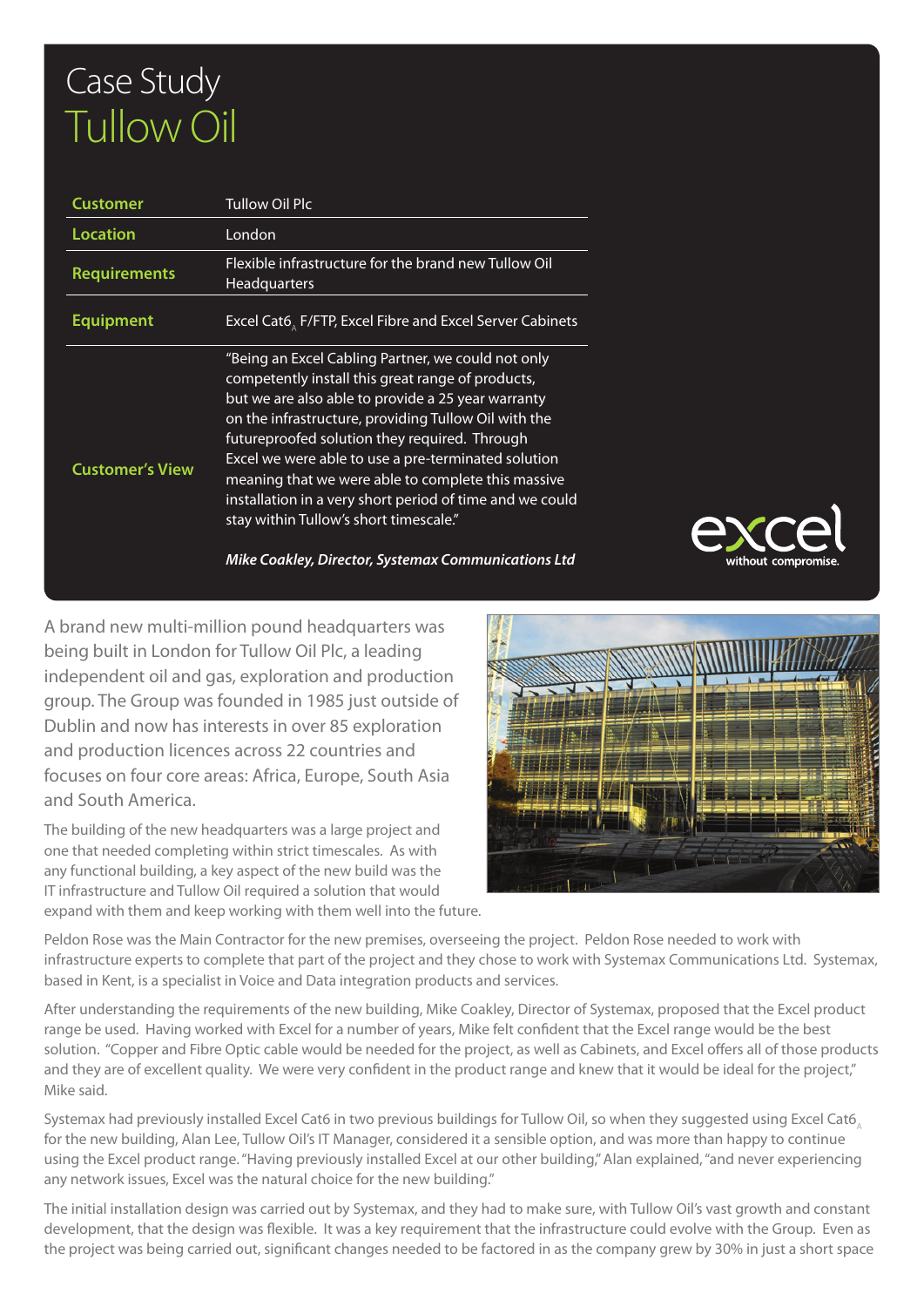# Case Study
# Tullow Oil

| | |
|---|---|
| **Customer** | Tullow Oil Plc |
| **Location** | London |
| **Requirements** | Flexible infrastructure for the brand new Tullow Oil Headquarters |
| **Equipment** | Excel Cat6A F/FTP, Excel Fibre and Excel Server Cabinets |
| **Customer's View** | "Being an Excel Cabling Partner, we could not only competently install this great range of products, but we are also able to provide a 25 year warranty on the infrastructure, providing Tullow Oil with the futureproofed solution they required. Through Excel we were able to use a pre-terminated solution meaning that we were able to complete this massive installation in a very short period of time and we could stay within Tullow's short timescale." ***Mike Coakley, Director, Systemax Communications Ltd*** |

excel
without compromise.

A brand new multi-million pound headquarters was being built in London for Tullow Oil Plc, a leading independent oil and gas, exploration and production group. The Group was founded in 1985 just outside of Dublin and now has interests in over 85 exploration and production licences across 22 countries and focuses on four core areas: Africa, Europe, South Asia and South America.

The building of the new headquarters was a large project and one that needed completing within strict timescales. As with any functional building, a key aspect of the new build was the IT infrastructure and Tullow Oil required a solution that would expand with them and keep working with them well into the future.

Peldon Rose was the Main Contractor for the new premises, overseeing the project. Peldon Rose needed to work with infrastructure experts to complete that part of the project and they chose to work with Systemax Communications Ltd. Systemax, based in Kent, is a specialist in Voice and Data integration products and services.

After understanding the requirements of the new building, Mike Coakley, Director of Systemax, proposed that the Excel product range be used. Having worked with Excel for a number of years, Mike felt confident that the Excel range would be the best solution. "Copper and Fibre Optic cable would be needed for the project, as well as Cabinets, and Excel offers all of those products and they are of excellent quality. We were very confident in the product range and knew that it would be ideal for the project," Mike said.

Systemax had previously installed Excel Cat6 in two previous buildings for Tullow Oil, so when they suggested using Excel Cat6A for the new building, Alan Lee, Tullow Oil's IT Manager, considered it a sensible option, and was more than happy to continue using the Excel product range. "Having previously installed Excel at our other building," Alan explained, "and never experiencing any network issues, Excel was the natural choice for the new building."

The initial installation design was carried out by Systemax, and they had to make sure, with Tullow Oil's vast growth and constant development, that the design was flexible. It was a key requirement that the infrastructure could evolve with the Group. Even as the project was being carried out, significant changes needed to be factored in as the company grew by 30% in just a short space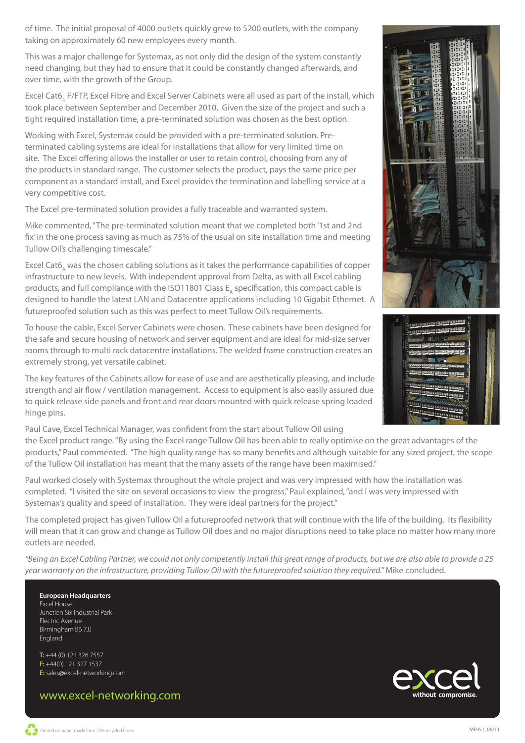of time. The initial proposal of 4000 outlets quickly grew to 5200 outlets, with the company taking on approximately 60 new employees every month.

This was a major challenge for Systemax, as not only did the design of the system constantly need changing, but they had to ensure that it could be constantly changed afterwards, and over time, with the growth of the Group.

Excel $Cat6_A$ F/FTP, Excel Fibre and Excel Server Cabinets were all used as part of the install, which took place between September and December 2010. Given the size of the project and such a tight required installation time, a pre-terminated solution was chosen as the best option.

Working with Excel, Systemax could be provided with a pre-terminated solution. Pre-terminated cabling systems are ideal for installations that allow for very limited time on site. The Excel offering allows the installer or user to retain control, choosing from any of the products in standard range. The customer selects the product, pays the same price per component as a standard install, and Excel provides the termination and labelling service at a very competitive cost.

The Excel pre-terminated solution provides a fully traceable and warranted system.

Mike commented, "The pre-terminated solution meant that we completed both '1st and 2nd fix' in the one process saving as much as 75% of the usual on site installation time and meeting Tullow Oil's challenging timescale."

Excel $Cat6_A$ was the chosen cabling solutions as it takes the performance capabilities of copper infrastructure to new levels. With independent approval from Delta, as with all Excel cabling products, and full compliance with the ISO11801 Class $E_A$ specification, this compact cable is designed to handle the latest LAN and Datacentre applications including 10 Gigabit Ethernet. A futureproofed solution such as this was perfect to meet Tullow Oil's requirements.

To house the cable, Excel Server Cabinets were chosen. These cabinets have been designed for the safe and secure housing of network and server equipment and are ideal for mid-size server rooms through to multi rack datacentre installations. The welded frame construction creates an extremely strong, yet versatile cabinet.

The key features of the Cabinets allow for ease of use and are aesthetically pleasing, and include strength and air flow / ventilation management. Access to equipment is also easily assured due to quick release side panels and front and rear doors mounted with quick release spring loaded hinge pins.

Paul Cave, Excel Technical Manager, was confident from the start about Tullow Oil using the Excel product range. "By using the Excel range Tullow Oil has been able to really optimise on the great advantages of the products," Paul commented. "The high quality range has so many benefits and although suitable for any sized project, the scope of the Tullow Oil installation has meant that the many assets of the range have been maximised."

Paul worked closely with Systemax throughout the whole project and was very impressed with how the installation was completed. "I visited the site on several occasions to view the progress," Paul explained, "and I was very impressed with Systemax's quality and speed of installation. They were ideal partners for the project."

The completed project has given Tullow Oil a futureproofed network that will continue with the life of the building. Its flexibility will mean that it can grow and change as Tullow Oil does and no major disruptions need to take place no matter how many more outlets are needed.

*"Being an Excel Cabling Partner, we could not only competently install this great range of products, but we are also able to provide a 25 year warranty on the infrastructure, providing Tullow Oil with the futureproofed solution they required."* Mike concluded.

**European Headquarters**
Excel House
Junction Six Industrial Park
Electric Avenue
Birmingham B6 7JJ
England

**T:** +44 (0) 121 326 7557
**F:** +44(0) 121 327 1537
**E:** sales@excel-networking.com

www.excel-networking.com

excel
without compromise.

Printed on paper made from 75% recycled fibres

MF951_06/11